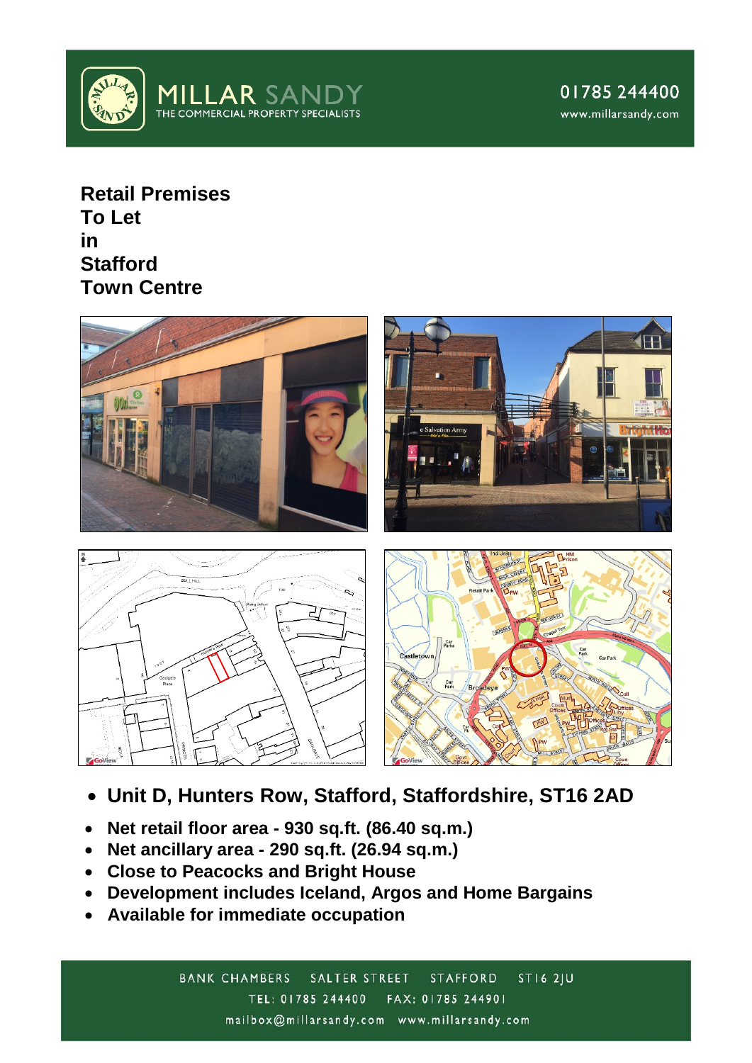MILLAR SANDY
THE COMMERCIAL PROPERTY SPECIALISTS

01785 244400
www.millarsandy.com

# Retail Premises
# To Let
# in
# Stafford
# Town Centre

- **Unit D, Hunters Row, Stafford, Staffordshire, ST16 2AD**
- **Net retail floor area - 930 sq.ft. (86.40 sq.m.)**
- **Net ancillary area - 290 sq.ft. (26.94 sq.m.)**
- **Close to Peacocks and Bright House**
- **Development includes Iceland, Argos and Home Bargains**
- **Available for immediate occupation**

BANK CHAMBERS SALTER STREET STAFFORD ST16 2JU
TEL: 01785 244400 FAX: 01785 244901
mailbox@millarsandy.com www.millarsandy.com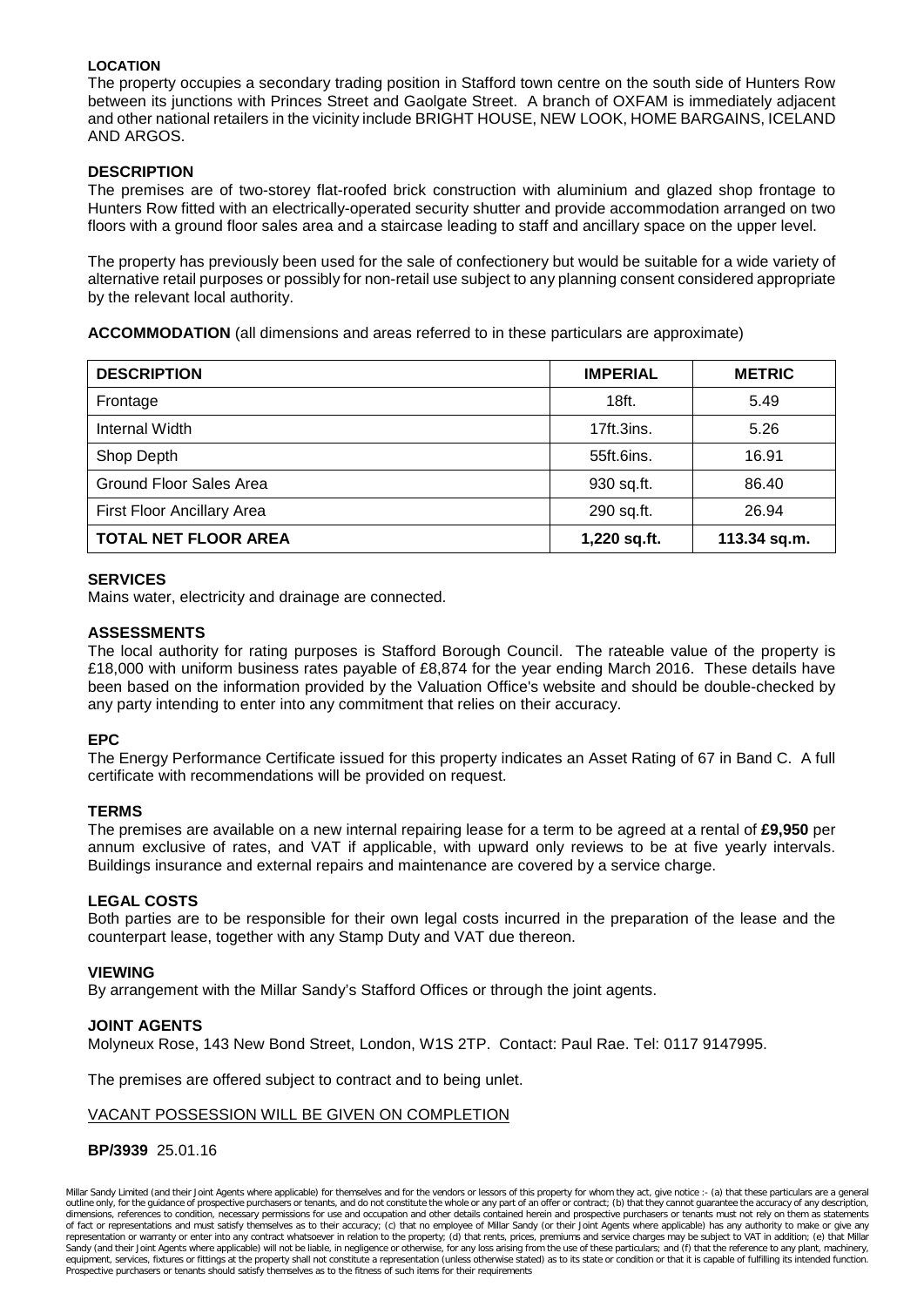**LOCATION**

The property occupies a secondary trading position in Stafford town centre on the south side of Hunters Row between its junctions with Princes Street and Gaolgate Street. A branch of OXFAM is immediately adjacent and other national retailers in the vicinity include BRIGHT HOUSE, NEW LOOK, HOME BARGAINS, ICELAND AND ARGOS.

**DESCRIPTION**

The premises are of two-storey flat-roofed brick construction with aluminium and glazed shop frontage to Hunters Row fitted with an electrically-operated security shutter and provide accommodation arranged on two floors with a ground floor sales area and a staircase leading to staff and ancillary space on the upper level.

The property has previously been used for the sale of confectionery but would be suitable for a wide variety of alternative retail purposes or possibly for non-retail use subject to any planning consent considered appropriate by the relevant local authority.

**ACCOMMODATION** (all dimensions and areas referred to in these particulars are approximate)

| DESCRIPTION | IMPERIAL | METRIC |
|---|---|---|
| Frontage | 18ft. | 5.49 |
| Internal Width | 17ft.3ins. | 5.26 |
| Shop Depth | 55ft.6ins. | 16.91 |
| Ground Floor Sales Area | 930 sq.ft. | 86.40 |
| First Floor Ancillary Area | 290 sq.ft. | 26.94 |
| **TOTAL NET FLOOR AREA** | **1,220 sq.ft.** | **113.34 sq.m.** |

**SERVICES**

Mains water, electricity and drainage are connected.

**ASSESSMENTS**

The local authority for rating purposes is Stafford Borough Council. The rateable value of the property is £18,000 with uniform business rates payable of £8,874 for the year ending March 2016. These details have been based on the information provided by the Valuation Office's website and should be double-checked by any party intending to enter into any commitment that relies on their accuracy.

**EPC**

The Energy Performance Certificate issued for this property indicates an Asset Rating of 67 in Band C. A full certificate with recommendations will be provided on request.

**TERMS**

The premises are available on a new internal repairing lease for a term to be agreed at a rental of **£9,950** per annum exclusive of rates, and VAT if applicable, with upward only reviews to be at five yearly intervals. Buildings insurance and external repairs and maintenance are covered by a service charge.

**LEGAL COSTS**

Both parties are to be responsible for their own legal costs incurred in the preparation of the lease and the counterpart lease, together with any Stamp Duty and VAT due thereon.

**VIEWING**

By arrangement with the Millar Sandy's Stafford Offices or through the joint agents.

**JOINT AGENTS**

Molyneux Rose, 143 New Bond Street, London, W1S 2TP. Contact: Paul Rae. Tel: 0117 9147995.

The premises are offered subject to contract and to being unlet.

VACANT POSSESSION WILL BE GIVEN ON COMPLETION

**BP/3939** 25.01.16

Millar Sandy Limited (and their Joint Agents where applicable) for themselves and for the vendors or lessors of this property for whom they act, give notice :- (a) that these particulars are a general outline only, for the guidance of prospective purchasers or tenants, and do not constitute the whole or any part of an offer or contract; (b) that they cannot guarantee the accuracy of any description, dimensions, references to condition, necessary permissions for use and occupation and other details contained herein and prospective purchasers or tenants must not rely on them as statements of fact or representations and must satisfy themselves as to their accuracy; (c) that no employee of Millar Sandy (or their Joint Agents where applicable) has any authority to make or give any representation or warranty or enter into any contract whatsoever in relation to the property; (d) that rents, prices, premiums and service charges may be subject to VAT in addition; (e) that Millar Sandy (and their Joint Agents where applicable) will not be liable, in negligence or otherwise, for any loss arising from the use of these particulars; and (f) that the reference to any plant, machinery, equipment, services, fixtures or fittings at the property shall not constitute a representation (unless otherwise stated) as to its state or condition or that it is capable of fulfilling its intended function. Prospective purchasers or tenants should satisfy themselves as to the fitness of such items for their requirements